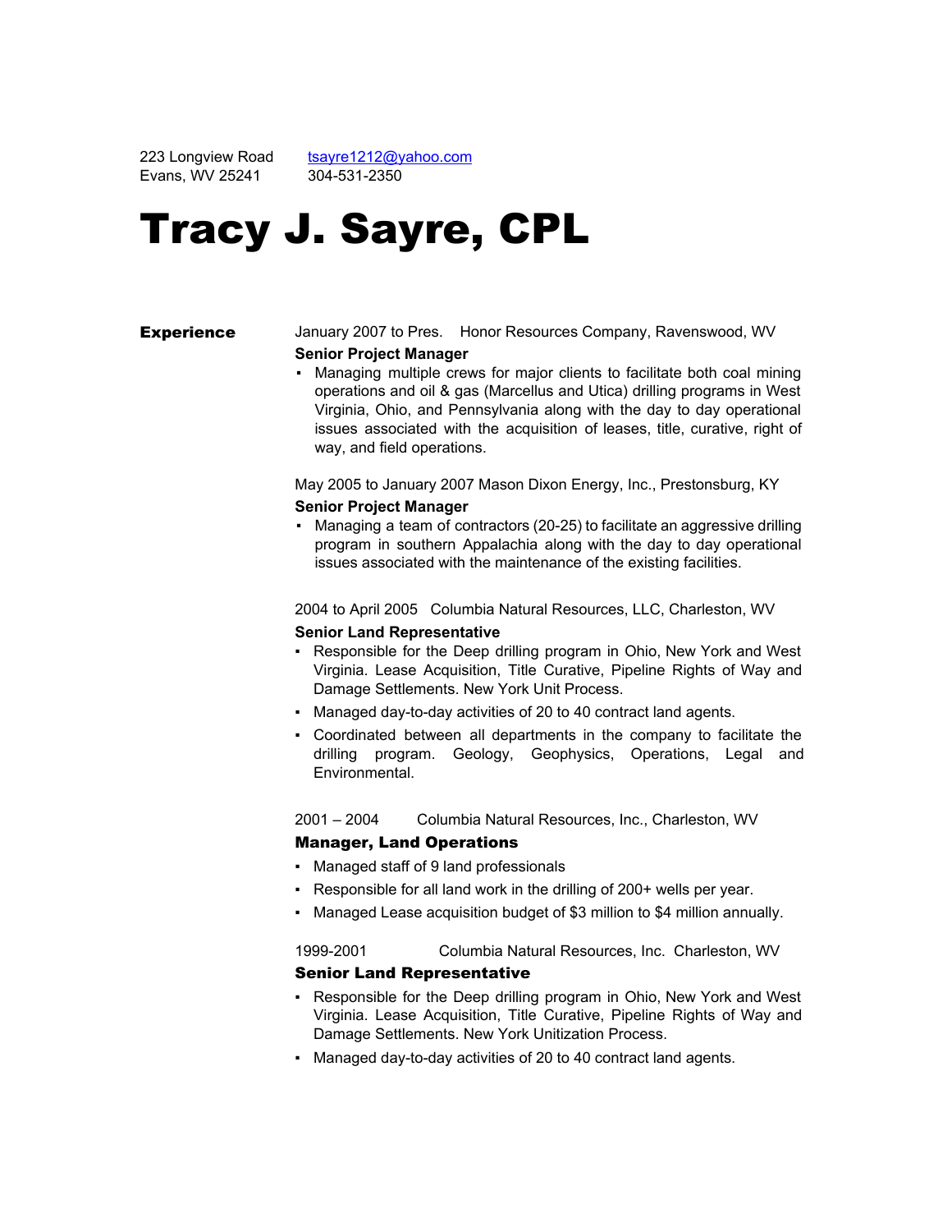223 Longview Road
Evans, WV 25241

tsayre1212@yahoo.com
304-531-2350

# Tracy J. Sayre, CPL

## Experience

January 2007 to Pres. Honor Resources Company, Ravenswood, WV

**Senior Project Manager**

- Managing multiple crews for major clients to facilitate both coal mining operations and oil & gas (Marcellus and Utica) drilling programs in West Virginia, Ohio, and Pennsylvania along with the day to day operational issues associated with the acquisition of leases, title, curative, right of way, and field operations.

May 2005 to January 2007 Mason Dixon Energy, Inc., Prestonsburg, KY

**Senior Project Manager**

- Managing a team of contractors (20-25) to facilitate an aggressive drilling program in southern Appalachia along with the day to day operational issues associated with the maintenance of the existing facilities.

2004 to April 2005 Columbia Natural Resources, LLC, Charleston, WV

**Senior Land Representative**

- Responsible for the Deep drilling program in Ohio, New York and West Virginia. Lease Acquisition, Title Curative, Pipeline Rights of Way and Damage Settlements. New York Unit Process.
- Managed day-to-day activities of 20 to 40 contract land agents.
- Coordinated between all departments in the company to facilitate the drilling program. Geology, Geophysics, Operations, Legal and Environmental.

2001 – 2004 Columbia Natural Resources, Inc., Charleston, WV

**Manager, Land Operations**

- Managed staff of 9 land professionals
- Responsible for all land work in the drilling of 200+ wells per year.
- Managed Lease acquisition budget of $3 million to $4 million annually.

1999-2001 Columbia Natural Resources, Inc. Charleston, WV

**Senior Land Representative**

- Responsible for the Deep drilling program in Ohio, New York and West Virginia. Lease Acquisition, Title Curative, Pipeline Rights of Way and Damage Settlements. New York Unitization Process.
- Managed day-to-day activities of 20 to 40 contract land agents.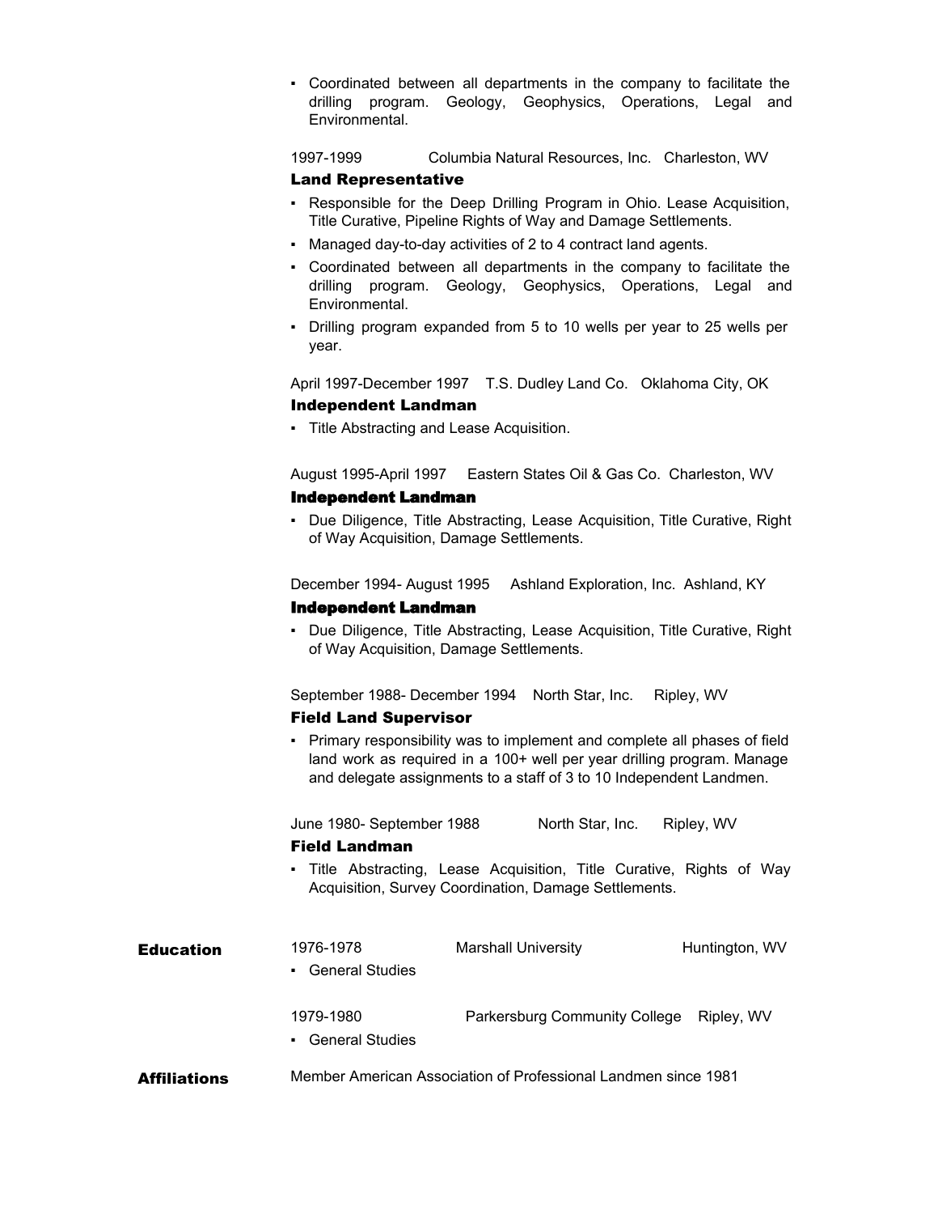- Coordinated between all departments in the company to facilitate the drilling program. Geology, Geophysics, Operations, Legal and Environmental.

1997-1999 Columbia Natural Resources, Inc. Charleston, WV

**Land Representative**

- Responsible for the Deep Drilling Program in Ohio. Lease Acquisition, Title Curative, Pipeline Rights of Way and Damage Settlements.
- Managed day-to-day activities of 2 to 4 contract land agents.
- Coordinated between all departments in the company to facilitate the drilling program. Geology, Geophysics, Operations, Legal and Environmental.
- Drilling program expanded from 5 to 10 wells per year to 25 wells per year.

April 1997-December 1997 T.S. Dudley Land Co. Oklahoma City, OK

**Independent Landman**

- Title Abstracting and Lease Acquisition.

August 1995-April 1997 Eastern States Oil & Gas Co. Charleston, WV

**Independent Landman**

- Due Diligence, Title Abstracting, Lease Acquisition, Title Curative, Right of Way Acquisition, Damage Settlements.

December 1994- August 1995 Ashland Exploration, Inc. Ashland, KY

**Independent Landman**

- Due Diligence, Title Abstracting, Lease Acquisition, Title Curative, Right of Way Acquisition, Damage Settlements.

September 1988- December 1994 North Star, Inc. Ripley, WV

**Field Land Supervisor**

- Primary responsibility was to implement and complete all phases of field land work as required in a 100+ well per year drilling program. Manage and delegate assignments to a staff of 3 to 10 Independent Landmen.

June 1980- September 1988 North Star, Inc. Ripley, WV

**Field Landman**

- Title Abstracting, Lease Acquisition, Title Curative, Rights of Way Acquisition, Survey Coordination, Damage Settlements.

## Education

1976-1978 Marshall University Huntington, WV

- General Studies

1979-1980 Parkersburg Community College Ripley, WV

- General Studies

## Affiliations

Member American Association of Professional Landmen since 1981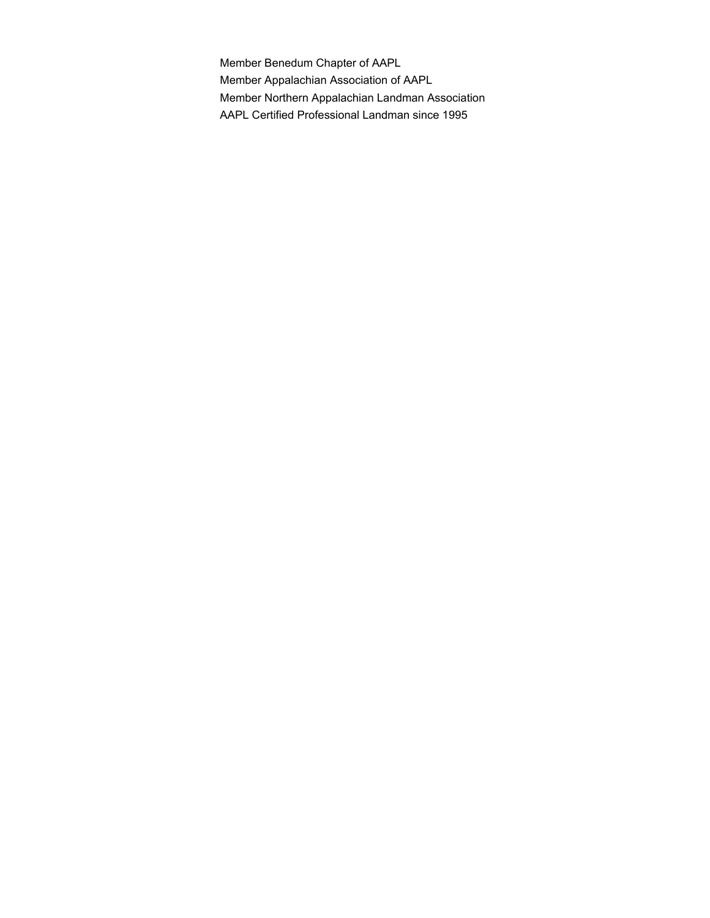Member Benedum Chapter of AAPL
Member Appalachian Association of AAPL
Member Northern Appalachian Landman Association
AAPL Certified Professional Landman since 1995